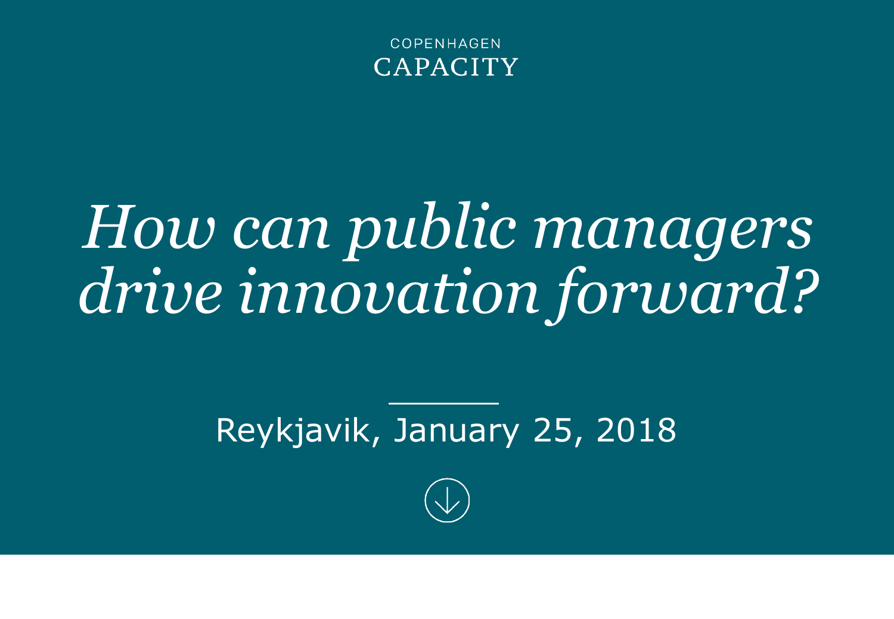COPENHAGEN
CAPACITY

# *How can public managers drive innovation forward?*

Reykjavik, January 25, 2018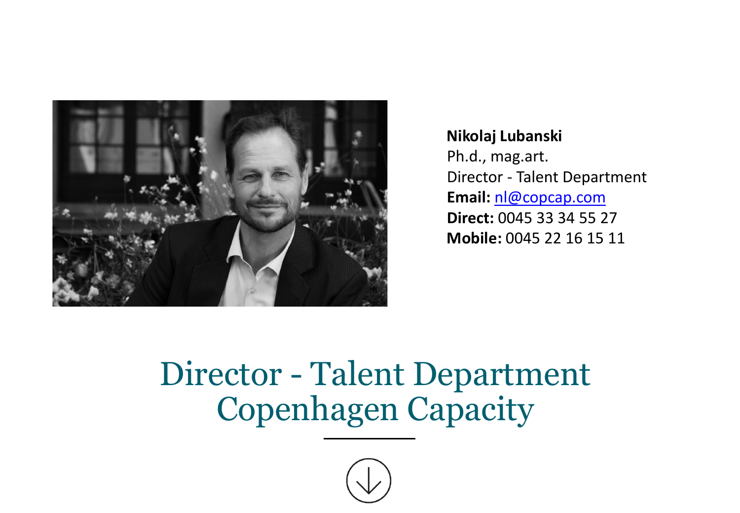**Nikolaj Lubanski**
Ph.d., mag.art.
Director - Talent Department
**Email:** nl@copcap.com
**Direct:** 0045 33 34 55 27
**Mobile:** 0045 22 16 15 11

# Director - Talent Department
# Copenhagen Capacity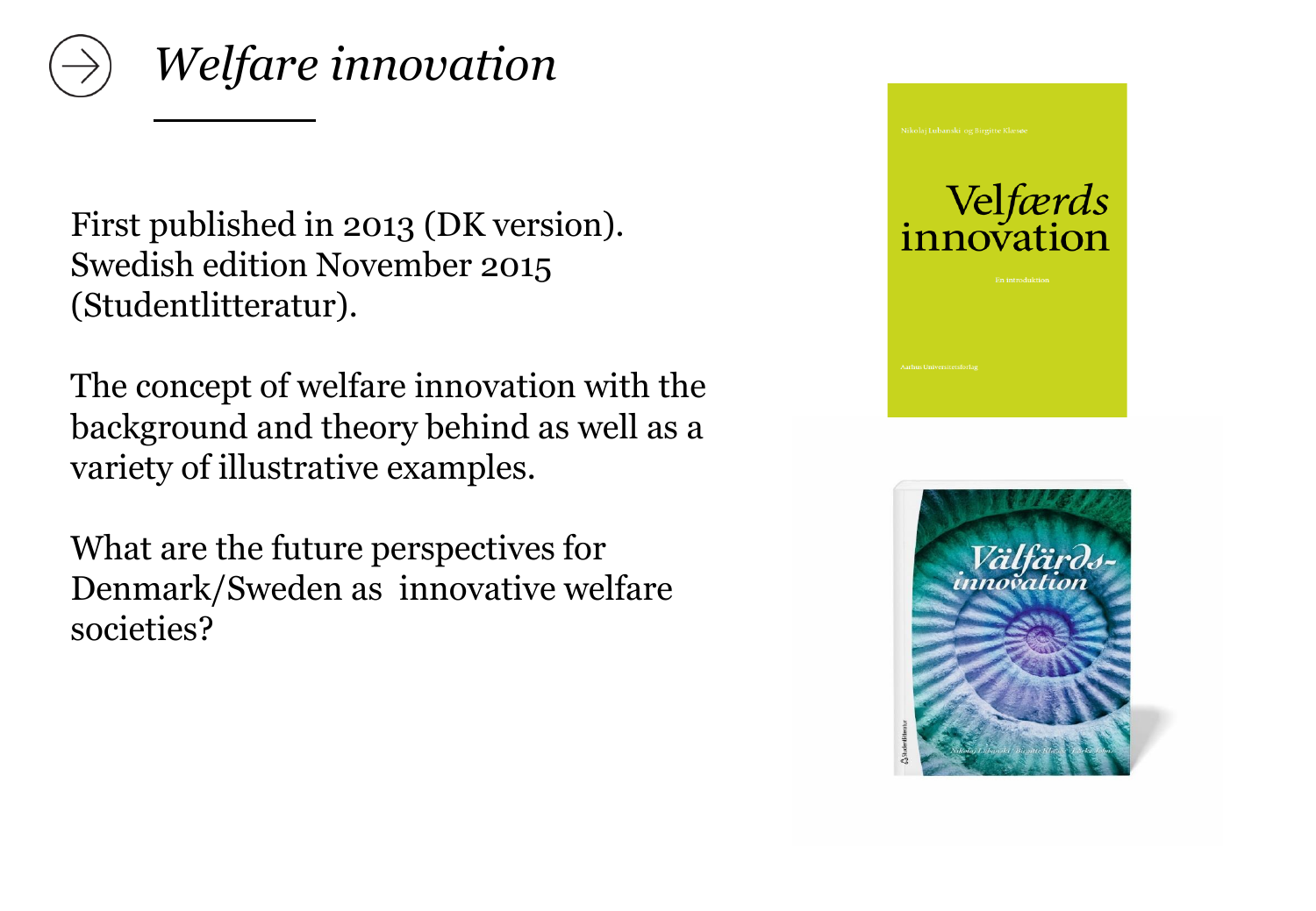# *Welfare innovation*

First published in 2013 (DK version). Swedish edition November 2015 (Studentlitteratur).

The concept of welfare innovation with the background and theory behind as well as a variety of illustrative examples.

What are the future perspectives for Denmark/Sweden as innovative welfare societies?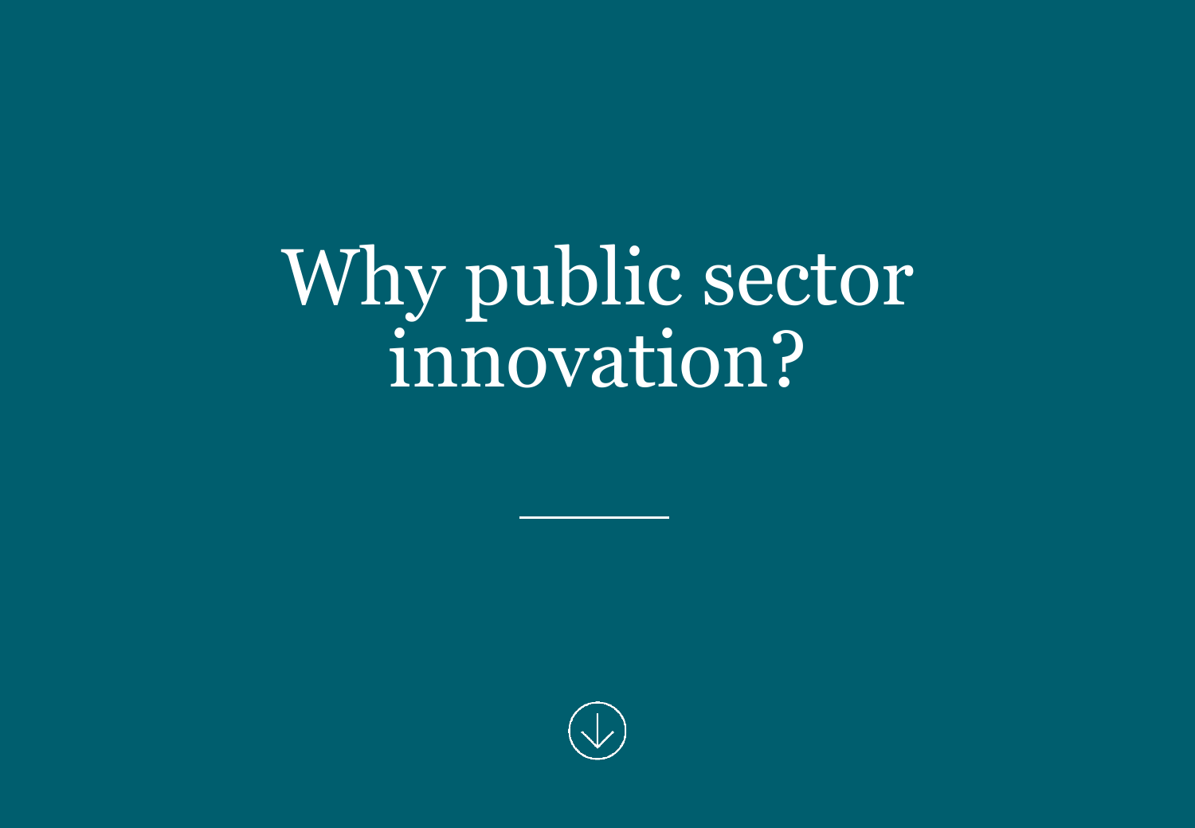# Why public sector innovation?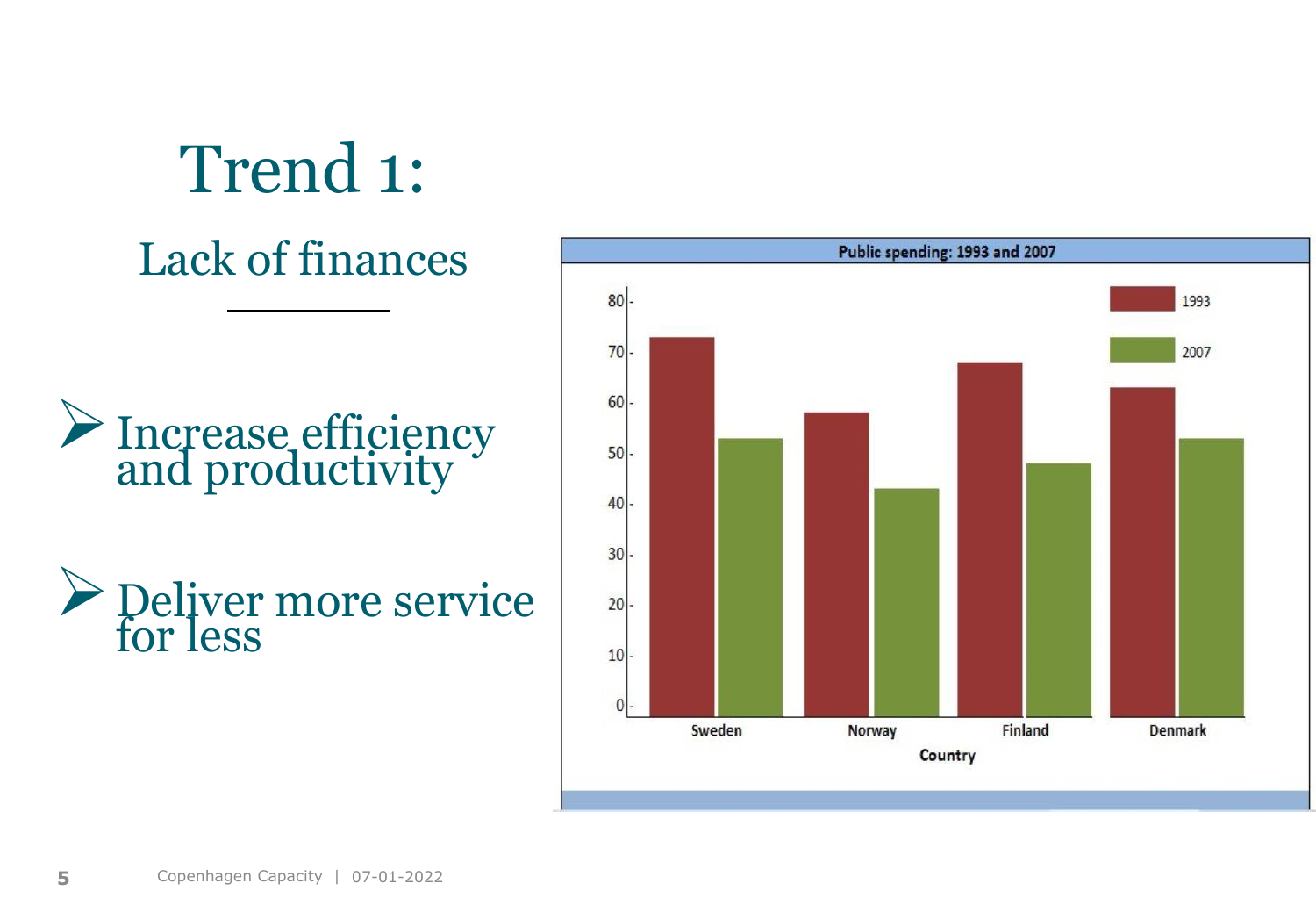# Trend 1:

## Lack of finances

- Increase efficiency and productivity
- Deliver more service for less

**Public spending: 1993 and 2007**

| Country | 1993 | 2007 |
|---|---|---|
| Sweden | 73 | 53 |
| Norway | 58 | 43 |
| Finland | 68 | 48 |
| Denmark | 63 | 53 |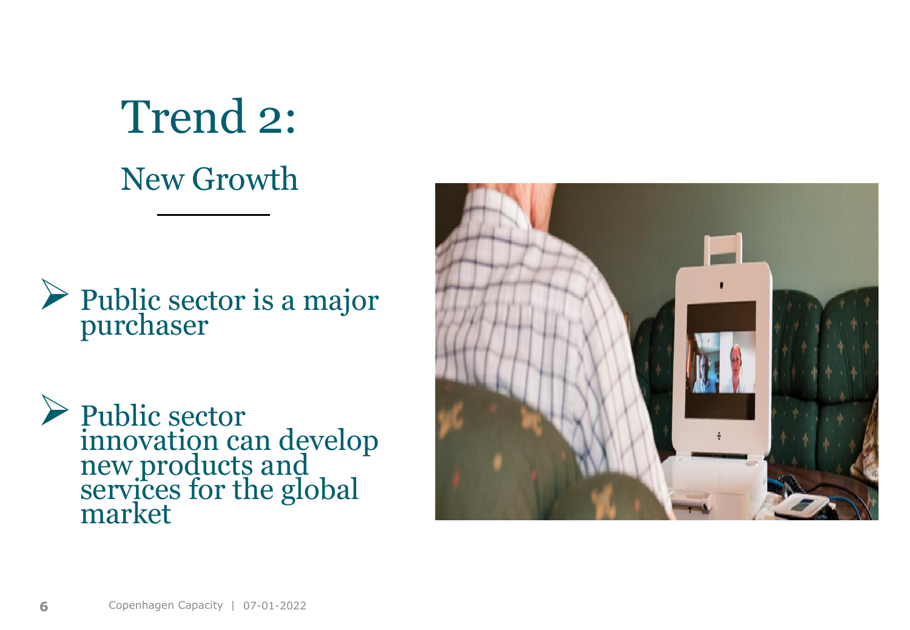# Trend 2:

## New Growth

- Public sector is a major purchaser
- Public sector innovation can develop new products and services for the global market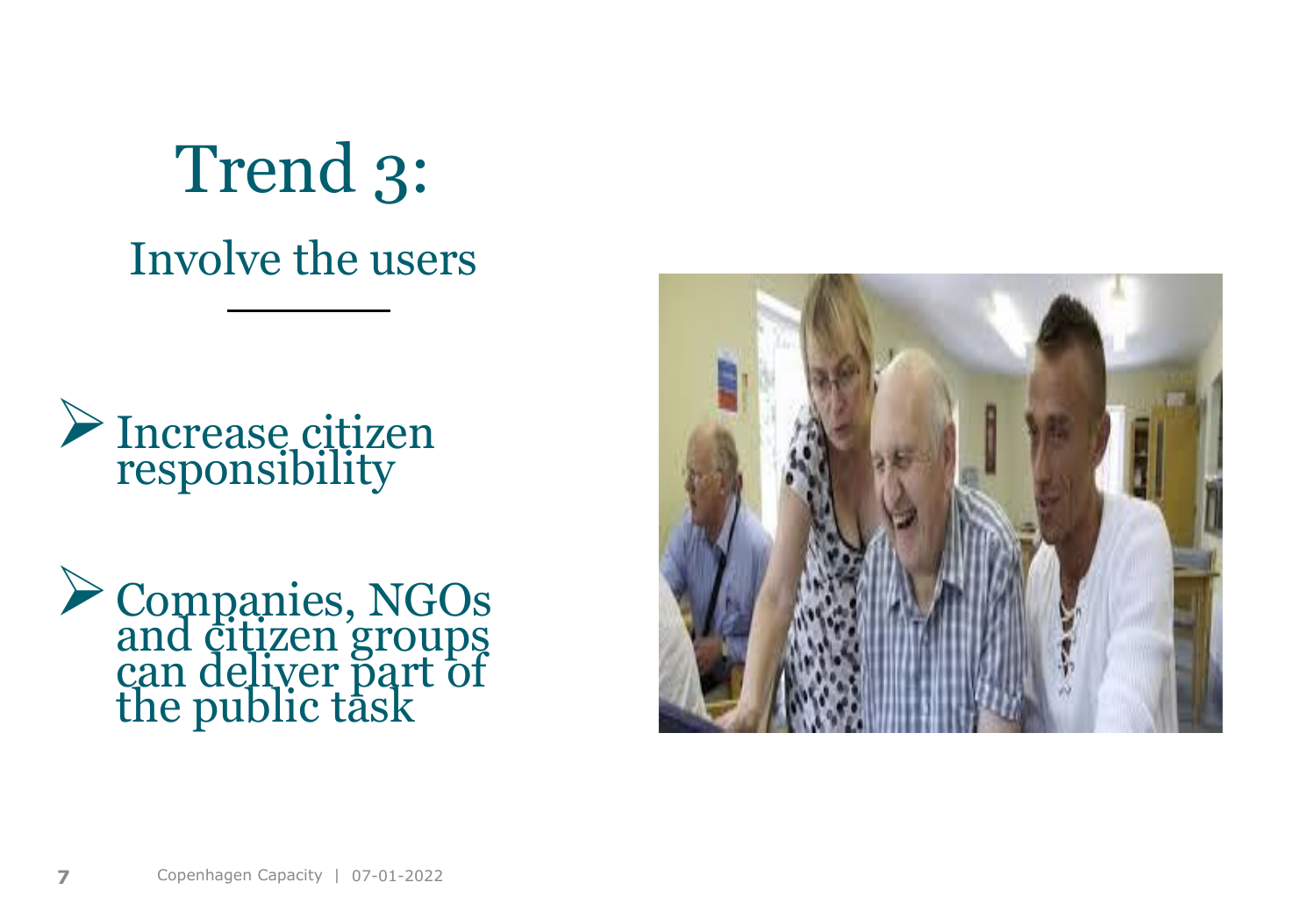# Trend 3:

## Involve the users

- Increase citizen responsibility
- Companies, NGOs and citizen groups can deliver part of the public task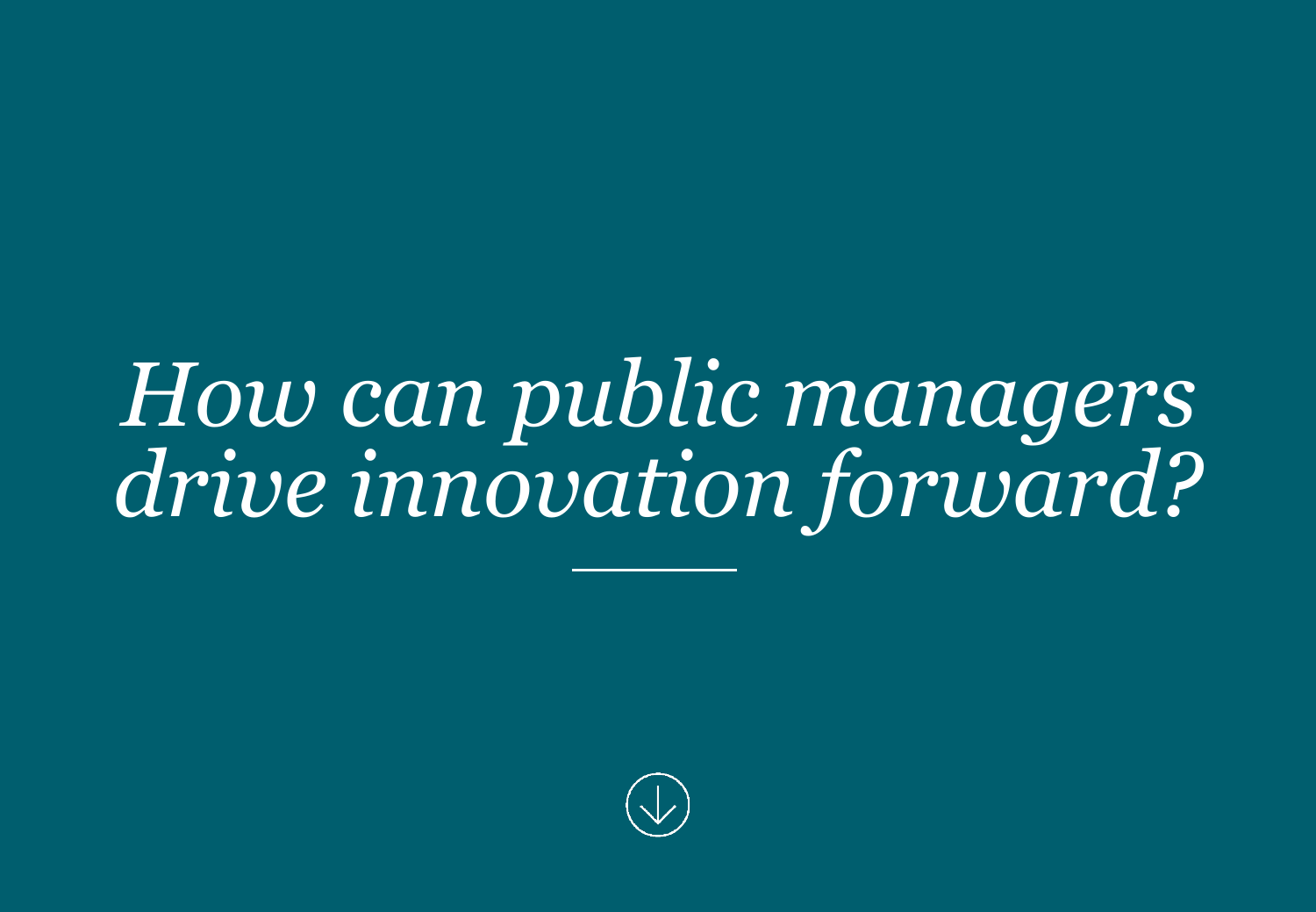# *How can public managers drive innovation forward?*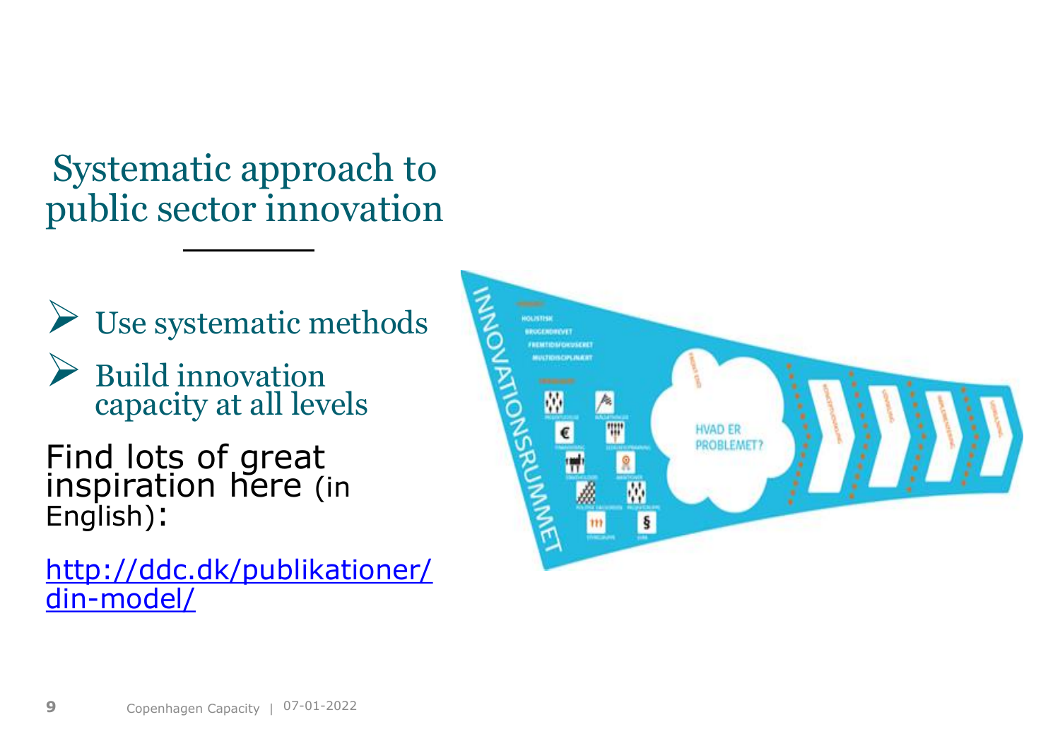# Systematic approach to public sector innovation

- Use systematic methods
- Build innovation capacity at all levels

Find lots of great inspiration here (in English):

http://ddc.dk/publikationer/din-model/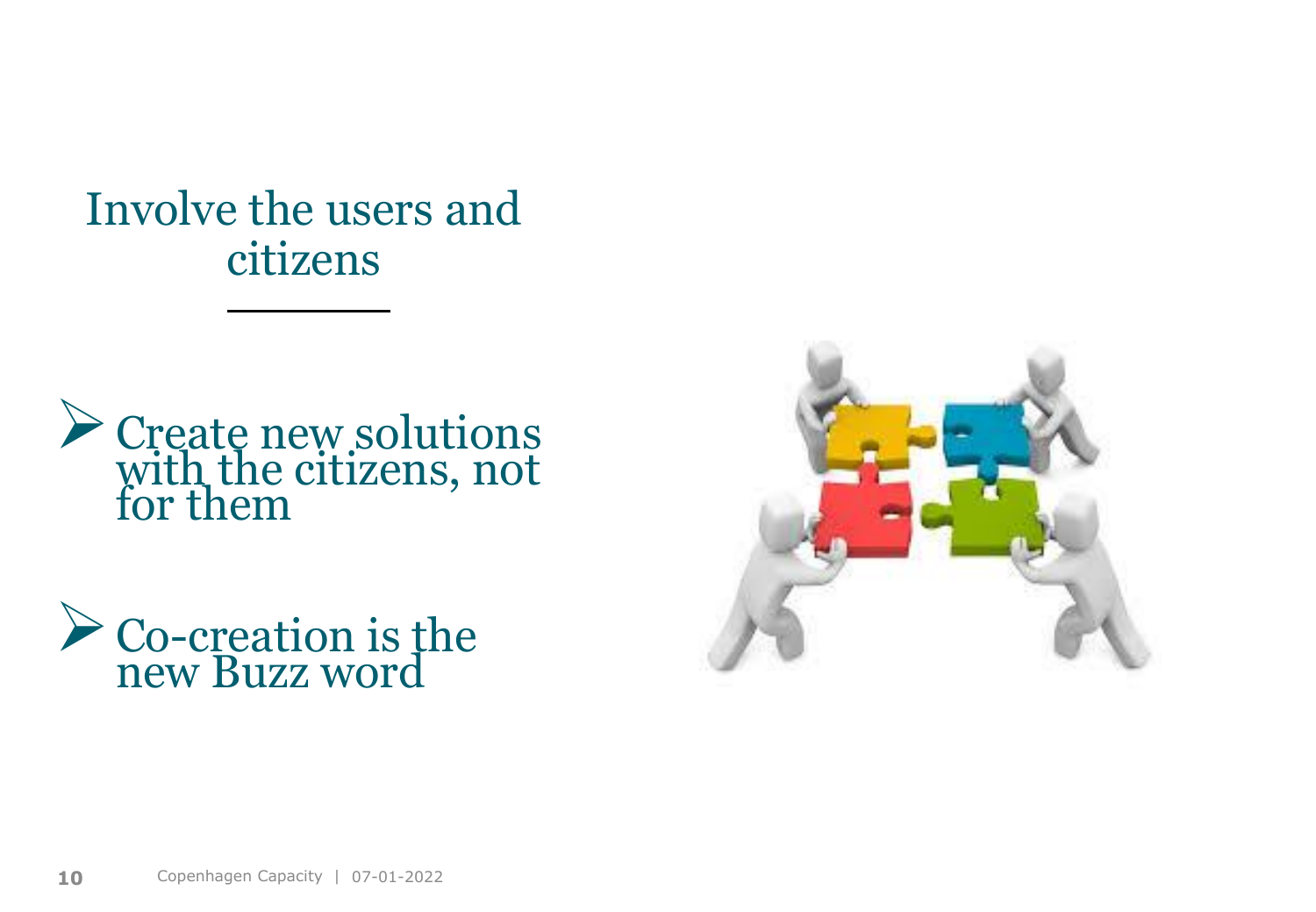# Involve the users and citizens

- Create new solutions with the citizens, not for them
- Co-creation is the new Buzz word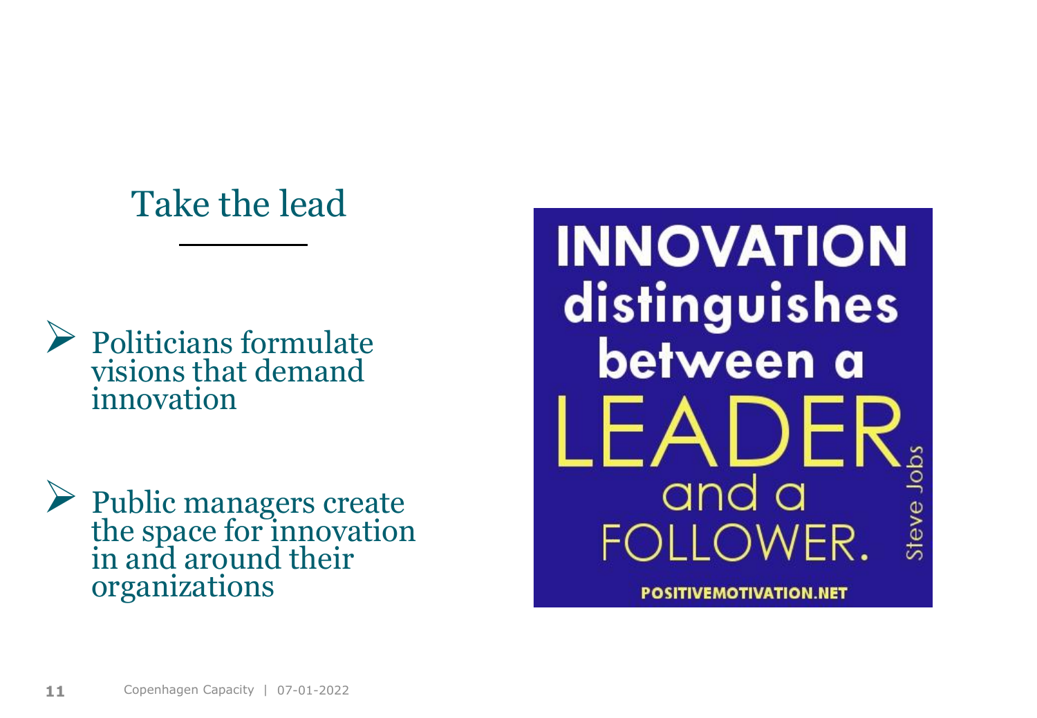# Take the lead

- Politicians formulate visions that demand innovation

- Public managers create the space for innovation in and around their organizations

INNOVATION distinguishes between a LEADER and a FOLLOWER.

Steve Jobs

POSITIVEMOTIVATION.NET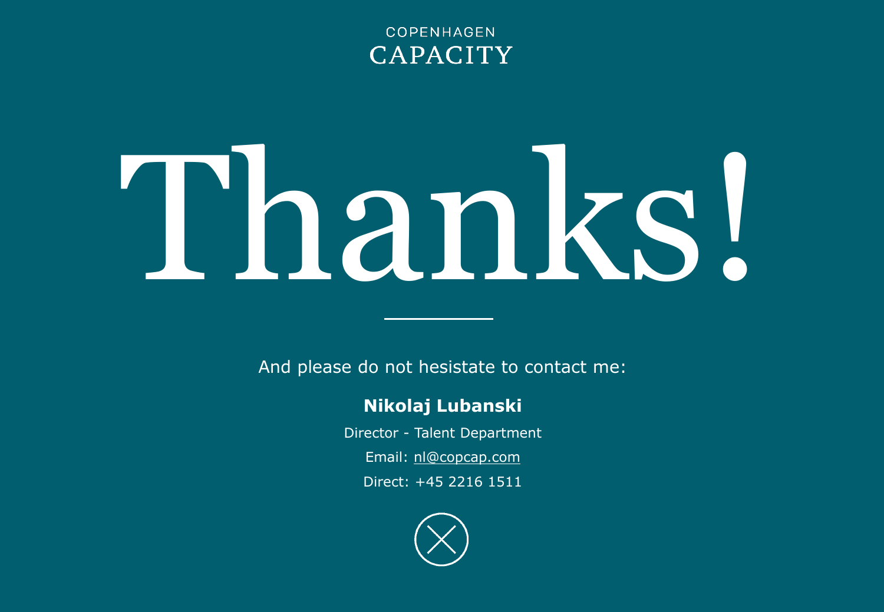COPENHAGEN
CAPACITY

# Thanks!

And please do not hesitate to contact me:

**Nikolaj Lubanski**

Director - Talent Department

Email: nl@copcap.com

Direct: +45 2216 1511